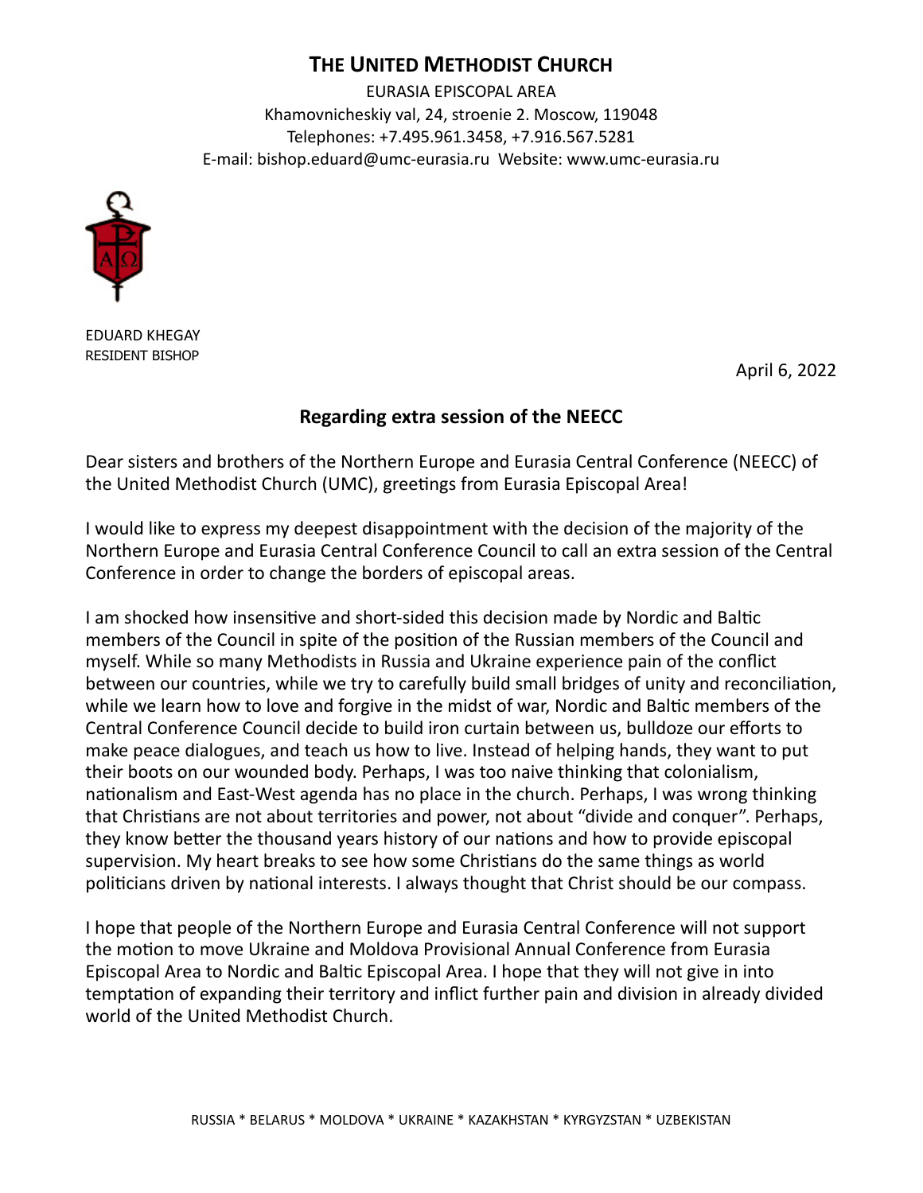# THE UNITED METHODIST CHURCH

EURASIA EPISCOPAL AREA
Khamovnicheskiy val, 24, stroenie 2. Moscow, 119048
Telephones: +7.495.961.3458, +7.916.567.5281
E-mail: bishop.eduard@umc-eurasia.ru Website: www.umc-eurasia.ru

EDUARD KHEGAY
RESIDENT BISHOP

April 6, 2022

## Regarding extra session of the NEECC

Dear sisters and brothers of the Northern Europe and Eurasia Central Conference (NEECC) of the United Methodist Church (UMC), greetings from Eurasia Episcopal Area!

I would like to express my deepest disappointment with the decision of the majority of the Northern Europe and Eurasia Central Conference Council to call an extra session of the Central Conference in order to change the borders of episcopal areas.

I am shocked how insensitive and short-sided this decision made by Nordic and Baltic members of the Council in spite of the position of the Russian members of the Council and myself. While so many Methodists in Russia and Ukraine experience pain of the conflict between our countries, while we try to carefully build small bridges of unity and reconciliation, while we learn how to love and forgive in the midst of war, Nordic and Baltic members of the Central Conference Council decide to build iron curtain between us, bulldoze our efforts to make peace dialogues, and teach us how to live. Instead of helping hands, they want to put their boots on our wounded body. Perhaps, I was too naive thinking that colonialism, nationalism and East-West agenda has no place in the church. Perhaps, I was wrong thinking that Christians are not about territories and power, not about "divide and conquer". Perhaps, they know better the thousand years history of our nations and how to provide episcopal supervision. My heart breaks to see how some Christians do the same things as world politicians driven by national interests. I always thought that Christ should be our compass.

I hope that people of the Northern Europe and Eurasia Central Conference will not support the motion to move Ukraine and Moldova Provisional Annual Conference from Eurasia Episcopal Area to Nordic and Baltic Episcopal Area. I hope that they will not give in into temptation of expanding their territory and inflict further pain and division in already divided world of the United Methodist Church.

RUSSIA * BELARUS * MOLDOVA * UKRAINE * KAZAKHSTAN * KYRGYZSTAN * UZBEKISTAN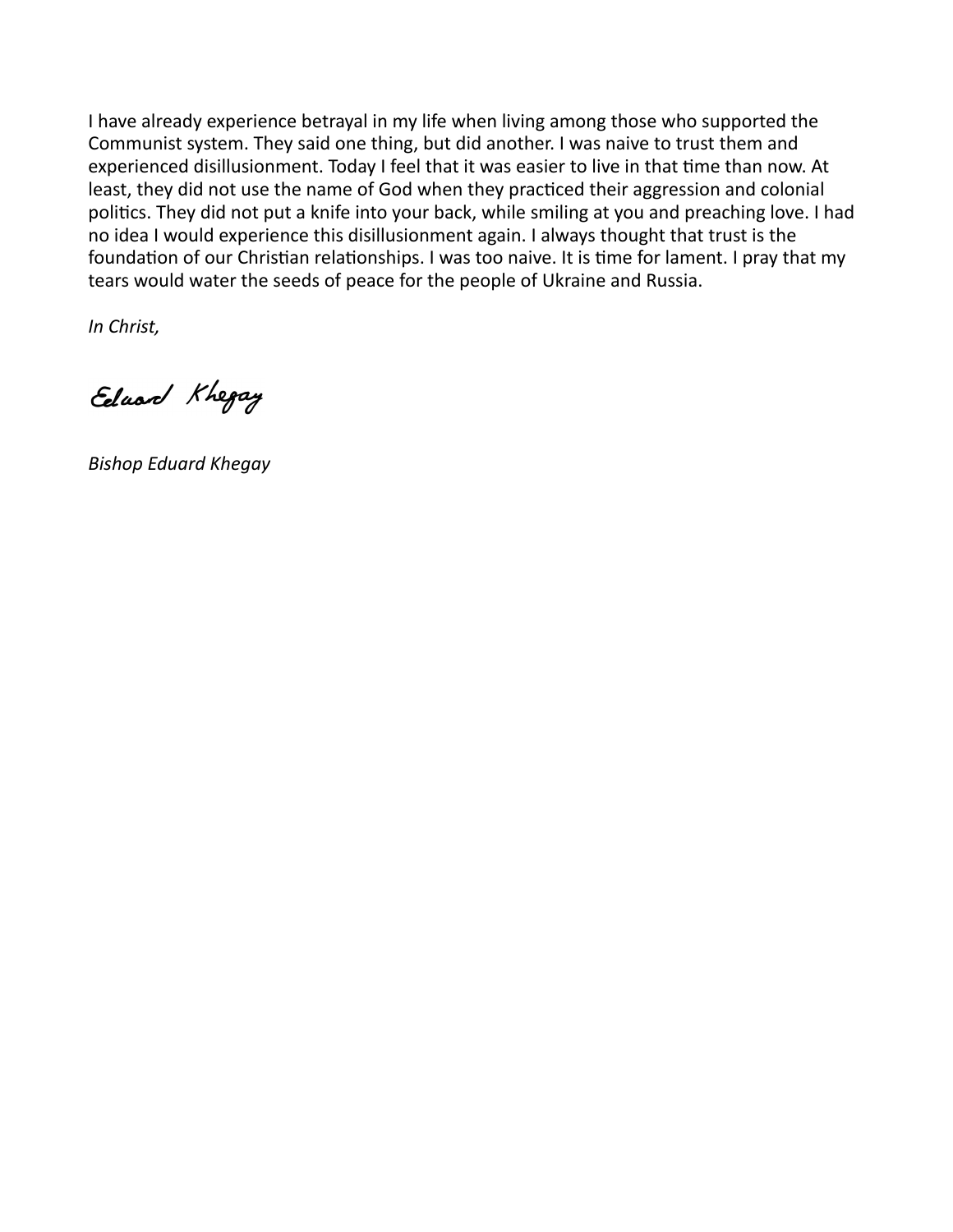I have already experience betrayal in my life when living among those who supported the Communist system. They said one thing, but did another. I was naive to trust them and experienced disillusionment. Today I feel that it was easier to live in that time than now. At least, they did not use the name of God when they practiced their aggression and colonial politics. They did not put a knife into your back, while smiling at you and preaching love. I had no idea I would experience this disillusionment again. I always thought that trust is the foundation of our Christian relationships. I was too naive. It is time for lament. I pray that my tears would water the seeds of peace for the people of Ukraine and Russia.

*In Christ,*

Eduard Khegay

*Bishop Eduard Khegay*